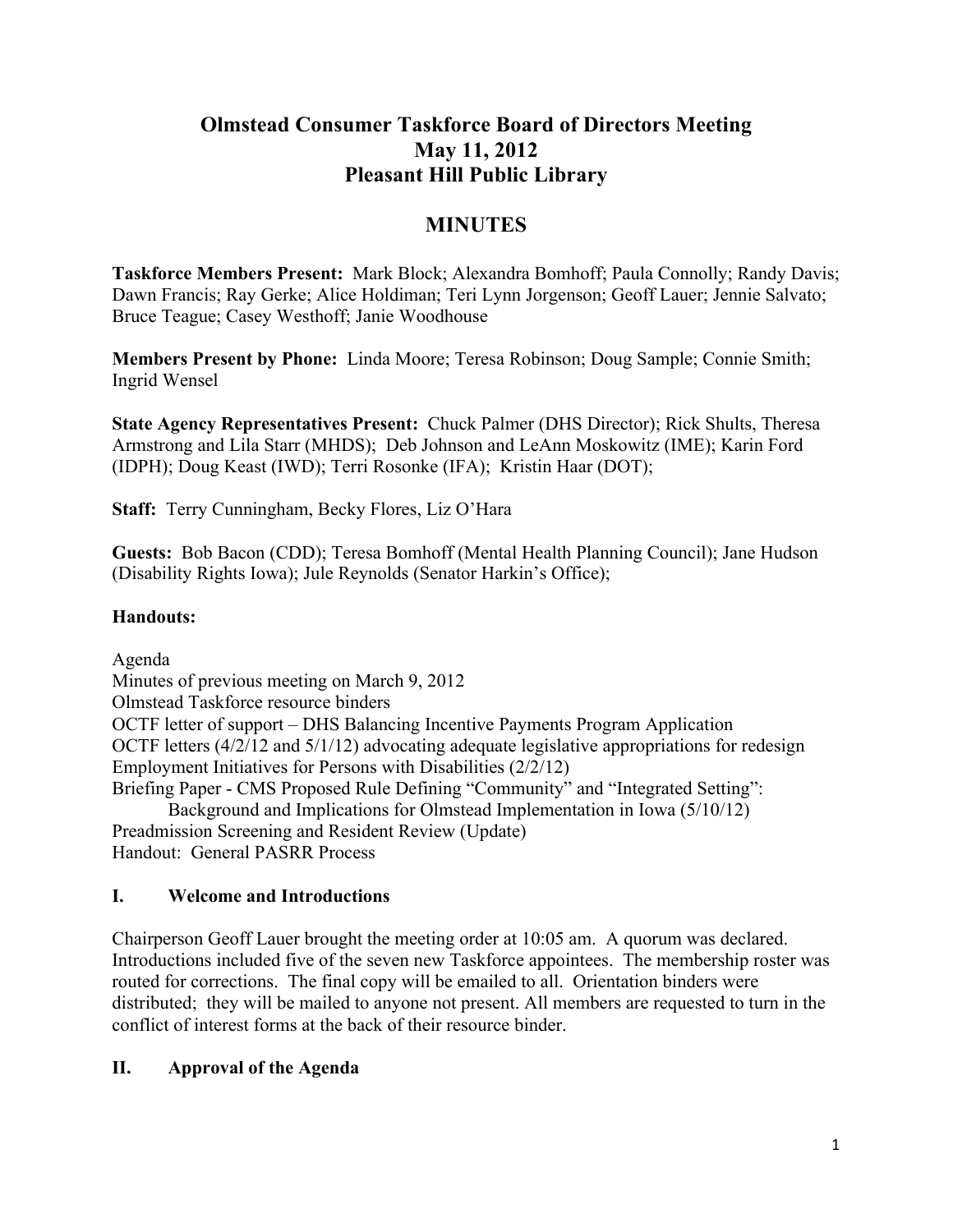# Olmstead Consumer Taskforce Board of Directors Meeting
## May 11, 2012
## Pleasant Hill Public Library

## MINUTES

**Taskforce Members Present:** Mark Block; Alexandra Bomhoff; Paula Connolly; Randy Davis; Dawn Francis; Ray Gerke; Alice Holdiman; Teri Lynn Jorgenson; Geoff Lauer; Jennie Salvato; Bruce Teague; Casey Westhoff; Janie Woodhouse

**Members Present by Phone:** Linda Moore; Teresa Robinson; Doug Sample; Connie Smith; Ingrid Wensel

**State Agency Representatives Present:** Chuck Palmer (DHS Director); Rick Shults, Theresa Armstrong and Lila Starr (MHDS); Deb Johnson and LeAnn Moskowitz (IME); Karin Ford (IDPH); Doug Keast (IWD); Terri Rosonke (IFA); Kristin Haar (DOT);

**Staff:** Terry Cunningham, Becky Flores, Liz O'Hara

**Guests:** Bob Bacon (CDD); Teresa Bomhoff (Mental Health Planning Council); Jane Hudson (Disability Rights Iowa); Jule Reynolds (Senator Harkin's Office);

**Handouts:**

Agenda
Minutes of previous meeting on March 9, 2012
Olmstead Taskforce resource binders
OCTF letter of support – DHS Balancing Incentive Payments Program Application
OCTF letters (4/2/12 and 5/1/12) advocating adequate legislative appropriations for redesign
Employment Initiatives for Persons with Disabilities (2/2/12)
Briefing Paper - CMS Proposed Rule Defining "Community" and "Integrated Setting":
    Background and Implications for Olmstead Implementation in Iowa (5/10/12)
Preadmission Screening and Resident Review (Update)
Handout: General PASRR Process

### I. Welcome and Introductions

Chairperson Geoff Lauer brought the meeting order at 10:05 am. A quorum was declared. Introductions included five of the seven new Taskforce appointees. The membership roster was routed for corrections. The final copy will be emailed to all. Orientation binders were distributed; they will be mailed to anyone not present. All members are requested to turn in the conflict of interest forms at the back of their resource binder.

### II. Approval of the Agenda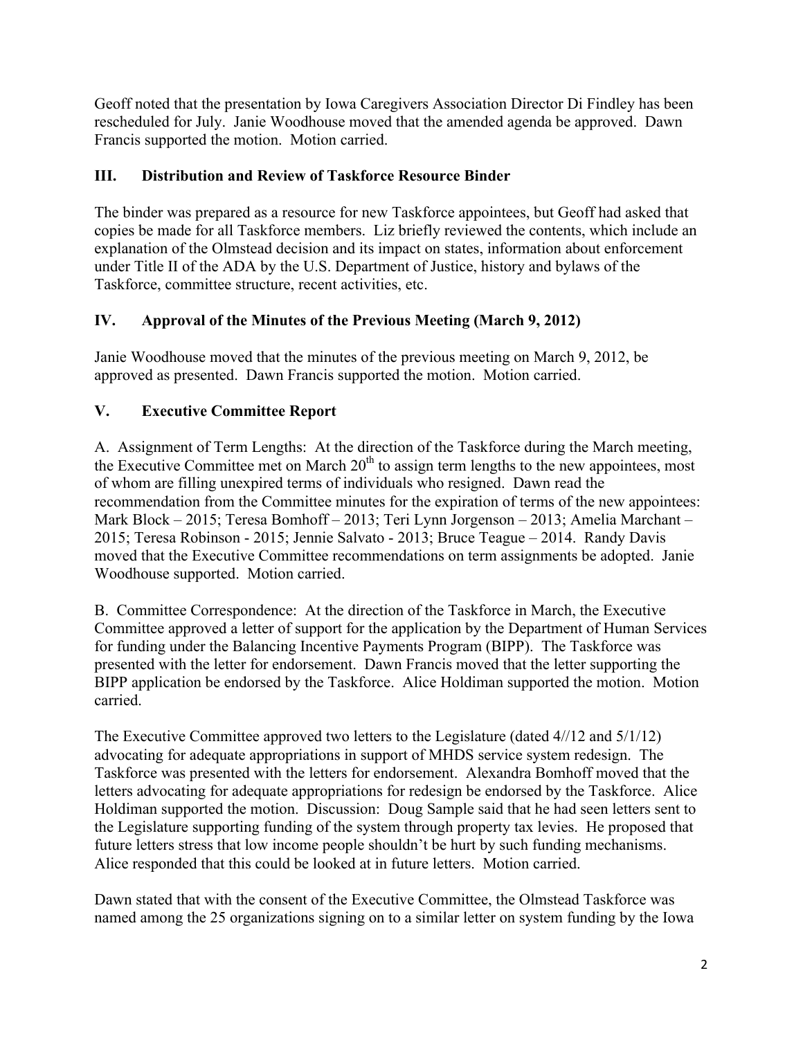Geoff noted that the presentation by Iowa Caregivers Association Director Di Findley has been rescheduled for July. Janie Woodhouse moved that the amended agenda be approved. Dawn Francis supported the motion. Motion carried.

## III. Distribution and Review of Taskforce Resource Binder

The binder was prepared as a resource for new Taskforce appointees, but Geoff had asked that copies be made for all Taskforce members. Liz briefly reviewed the contents, which include an explanation of the Olmstead decision and its impact on states, information about enforcement under Title II of the ADA by the U.S. Department of Justice, history and bylaws of the Taskforce, committee structure, recent activities, etc.

## IV. Approval of the Minutes of the Previous Meeting (March 9, 2012)

Janie Woodhouse moved that the minutes of the previous meeting on March 9, 2012, be approved as presented. Dawn Francis supported the motion. Motion carried.

## V. Executive Committee Report

A. Assignment of Term Lengths: At the direction of the Taskforce during the March meeting, the Executive Committee met on March 20th to assign term lengths to the new appointees, most of whom are filling unexpired terms of individuals who resigned. Dawn read the recommendation from the Committee minutes for the expiration of terms of the new appointees: Mark Block – 2015; Teresa Bomhoff – 2013; Teri Lynn Jorgenson – 2013; Amelia Marchant – 2015; Teresa Robinson - 2015; Jennie Salvato - 2013; Bruce Teague – 2014. Randy Davis moved that the Executive Committee recommendations on term assignments be adopted. Janie Woodhouse supported. Motion carried.

B. Committee Correspondence: At the direction of the Taskforce in March, the Executive Committee approved a letter of support for the application by the Department of Human Services for funding under the Balancing Incentive Payments Program (BIPP). The Taskforce was presented with the letter for endorsement. Dawn Francis moved that the letter supporting the BIPP application be endorsed by the Taskforce. Alice Holdiman supported the motion. Motion carried.

The Executive Committee approved two letters to the Legislature (dated 4//12 and 5/1/12) advocating for adequate appropriations in support of MHDS service system redesign. The Taskforce was presented with the letters for endorsement. Alexandra Bomhoff moved that the letters advocating for adequate appropriations for redesign be endorsed by the Taskforce. Alice Holdiman supported the motion. Discussion: Doug Sample said that he had seen letters sent to the Legislature supporting funding of the system through property tax levies. He proposed that future letters stress that low income people shouldn't be hurt by such funding mechanisms. Alice responded that this could be looked at in future letters. Motion carried.

Dawn stated that with the consent of the Executive Committee, the Olmstead Taskforce was named among the 25 organizations signing on to a similar letter on system funding by the Iowa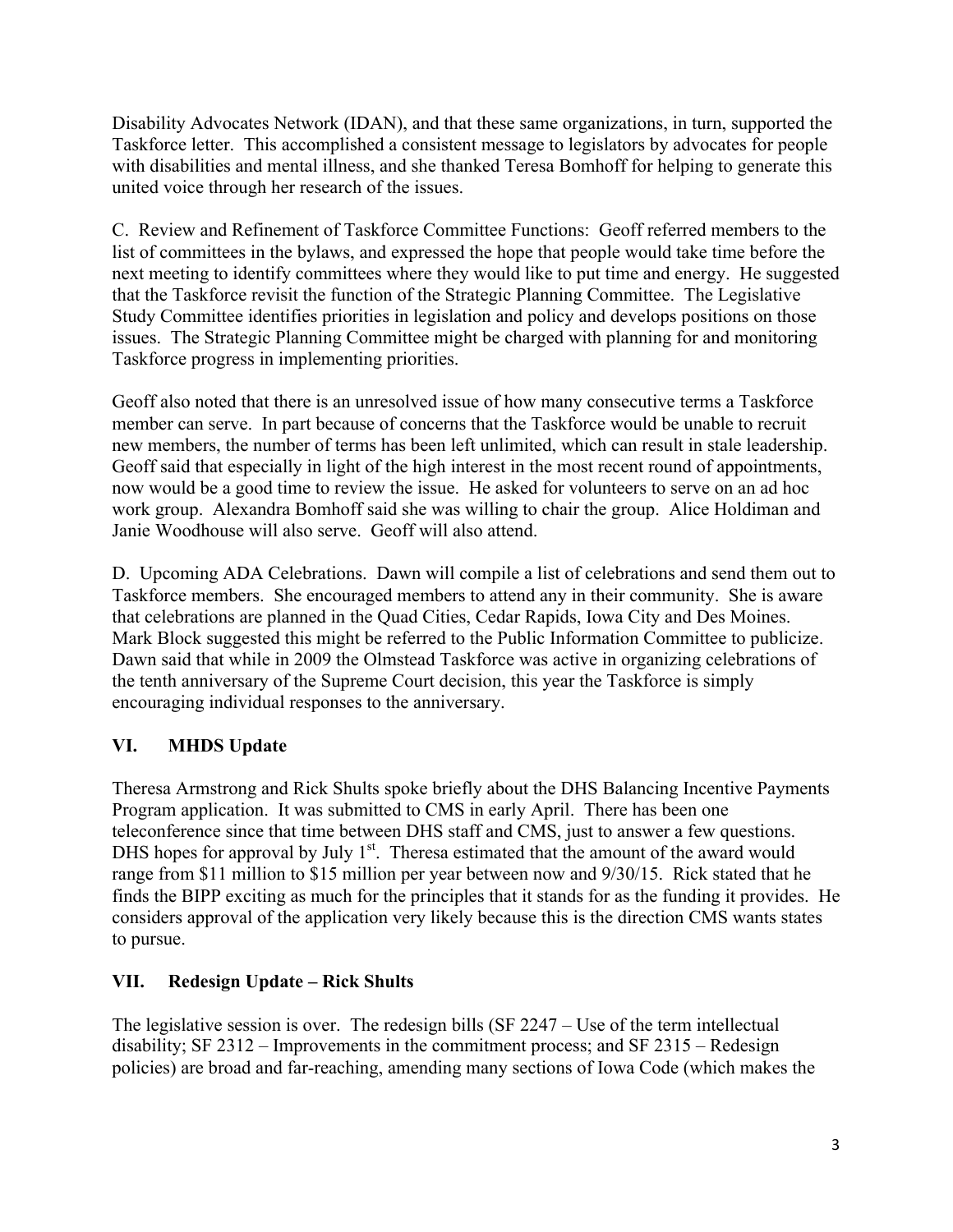Disability Advocates Network (IDAN), and that these same organizations, in turn, supported the Taskforce letter. This accomplished a consistent message to legislators by advocates for people with disabilities and mental illness, and she thanked Teresa Bomhoff for helping to generate this united voice through her research of the issues.

C. Review and Refinement of Taskforce Committee Functions: Geoff referred members to the list of committees in the bylaws, and expressed the hope that people would take time before the next meeting to identify committees where they would like to put time and energy. He suggested that the Taskforce revisit the function of the Strategic Planning Committee. The Legislative Study Committee identifies priorities in legislation and policy and develops positions on those issues. The Strategic Planning Committee might be charged with planning for and monitoring Taskforce progress in implementing priorities.

Geoff also noted that there is an unresolved issue of how many consecutive terms a Taskforce member can serve. In part because of concerns that the Taskforce would be unable to recruit new members, the number of terms has been left unlimited, which can result in stale leadership. Geoff said that especially in light of the high interest in the most recent round of appointments, now would be a good time to review the issue. He asked for volunteers to serve on an ad hoc work group. Alexandra Bomhoff said she was willing to chair the group. Alice Holdiman and Janie Woodhouse will also serve. Geoff will also attend.

D. Upcoming ADA Celebrations. Dawn will compile a list of celebrations and send them out to Taskforce members. She encouraged members to attend any in their community. She is aware that celebrations are planned in the Quad Cities, Cedar Rapids, Iowa City and Des Moines. Mark Block suggested this might be referred to the Public Information Committee to publicize. Dawn said that while in 2009 the Olmstead Taskforce was active in organizing celebrations of the tenth anniversary of the Supreme Court decision, this year the Taskforce is simply encouraging individual responses to the anniversary.

## VI. MHDS Update

Theresa Armstrong and Rick Shults spoke briefly about the DHS Balancing Incentive Payments Program application. It was submitted to CMS in early April. There has been one teleconference since that time between DHS staff and CMS, just to answer a few questions. DHS hopes for approval by July 1st. Theresa estimated that the amount of the award would range from $11 million to $15 million per year between now and 9/30/15. Rick stated that he finds the BIPP exciting as much for the principles that it stands for as the funding it provides. He considers approval of the application very likely because this is the direction CMS wants states to pursue.

## VII. Redesign Update – Rick Shults

The legislative session is over. The redesign bills (SF 2247 – Use of the term intellectual disability; SF 2312 – Improvements in the commitment process; and SF 2315 – Redesign policies) are broad and far-reaching, amending many sections of Iowa Code (which makes the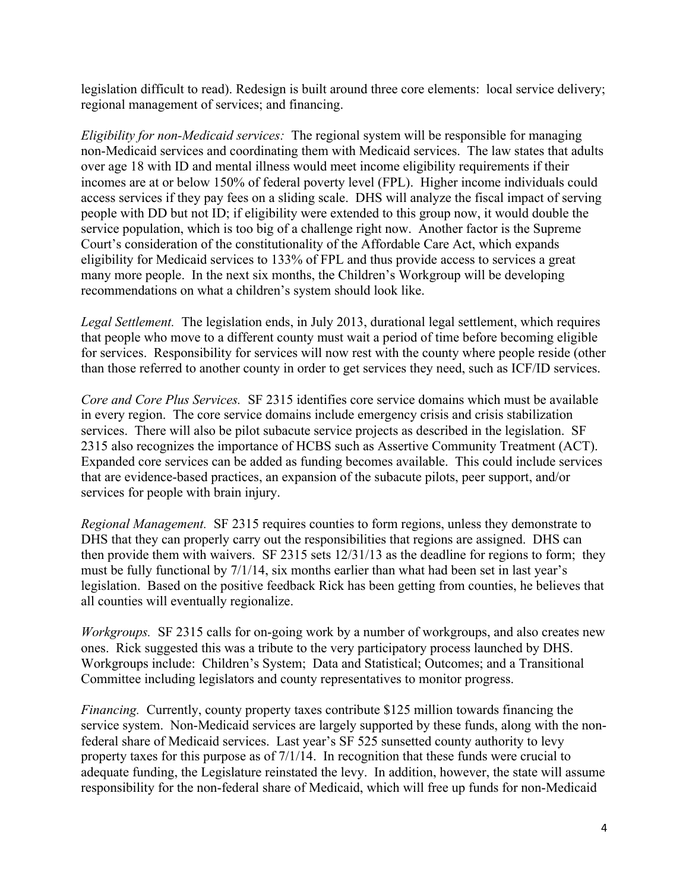legislation difficult to read). Redesign is built around three core elements: local service delivery; regional management of services; and financing.

*Eligibility for non-Medicaid services:* The regional system will be responsible for managing non-Medicaid services and coordinating them with Medicaid services. The law states that adults over age 18 with ID and mental illness would meet income eligibility requirements if their incomes are at or below 150% of federal poverty level (FPL). Higher income individuals could access services if they pay fees on a sliding scale. DHS will analyze the fiscal impact of serving people with DD but not ID; if eligibility were extended to this group now, it would double the service population, which is too big of a challenge right now. Another factor is the Supreme Court's consideration of the constitutionality of the Affordable Care Act, which expands eligibility for Medicaid services to 133% of FPL and thus provide access to services a great many more people. In the next six months, the Children's Workgroup will be developing recommendations on what a children's system should look like.

*Legal Settlement.* The legislation ends, in July 2013, durational legal settlement, which requires that people who move to a different county must wait a period of time before becoming eligible for services. Responsibility for services will now rest with the county where people reside (other than those referred to another county in order to get services they need, such as ICF/ID services.

*Core and Core Plus Services.* SF 2315 identifies core service domains which must be available in every region. The core service domains include emergency crisis and crisis stabilization services. There will also be pilot subacute service projects as described in the legislation. SF 2315 also recognizes the importance of HCBS such as Assertive Community Treatment (ACT). Expanded core services can be added as funding becomes available. This could include services that are evidence-based practices, an expansion of the subacute pilots, peer support, and/or services for people with brain injury.

*Regional Management.* SF 2315 requires counties to form regions, unless they demonstrate to DHS that they can properly carry out the responsibilities that regions are assigned. DHS can then provide them with waivers. SF 2315 sets 12/31/13 as the deadline for regions to form; they must be fully functional by 7/1/14, six months earlier than what had been set in last year's legislation. Based on the positive feedback Rick has been getting from counties, he believes that all counties will eventually regionalize.

*Workgroups.* SF 2315 calls for on-going work by a number of workgroups, and also creates new ones. Rick suggested this was a tribute to the very participatory process launched by DHS. Workgroups include: Children's System; Data and Statistical; Outcomes; and a Transitional Committee including legislators and county representatives to monitor progress.

*Financing.* Currently, county property taxes contribute $125 million towards financing the service system. Non-Medicaid services are largely supported by these funds, along with the non-federal share of Medicaid services. Last year's SF 525 sunsetted county authority to levy property taxes for this purpose as of 7/1/14. In recognition that these funds were crucial to adequate funding, the Legislature reinstated the levy. In addition, however, the state will assume responsibility for the non-federal share of Medicaid, which will free up funds for non-Medicaid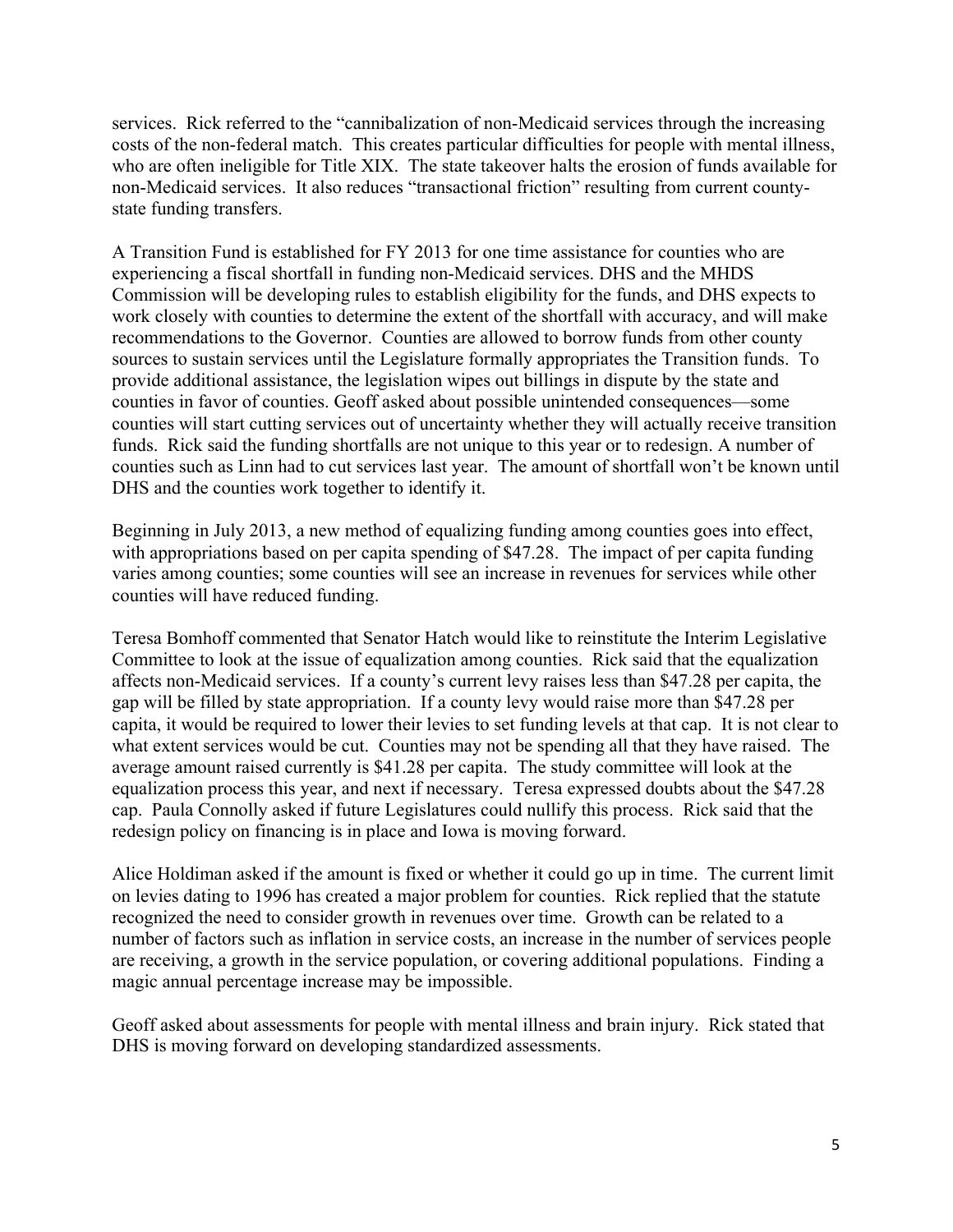services. Rick referred to the "cannibalization of non-Medicaid services through the increasing costs of the non-federal match. This creates particular difficulties for people with mental illness, who are often ineligible for Title XIX. The state takeover halts the erosion of funds available for non-Medicaid services. It also reduces "transactional friction" resulting from current county-state funding transfers.

A Transition Fund is established for FY 2013 for one time assistance for counties who are experiencing a fiscal shortfall in funding non-Medicaid services. DHS and the MHDS Commission will be developing rules to establish eligibility for the funds, and DHS expects to work closely with counties to determine the extent of the shortfall with accuracy, and will make recommendations to the Governor. Counties are allowed to borrow funds from other county sources to sustain services until the Legislature formally appropriates the Transition funds. To provide additional assistance, the legislation wipes out billings in dispute by the state and counties in favor of counties. Geoff asked about possible unintended consequences—some counties will start cutting services out of uncertainty whether they will actually receive transition funds. Rick said the funding shortfalls are not unique to this year or to redesign. A number of counties such as Linn had to cut services last year. The amount of shortfall won't be known until DHS and the counties work together to identify it.

Beginning in July 2013, a new method of equalizing funding among counties goes into effect, with appropriations based on per capita spending of $47.28. The impact of per capita funding varies among counties; some counties will see an increase in revenues for services while other counties will have reduced funding.

Teresa Bomhoff commented that Senator Hatch would like to reinstitute the Interim Legislative Committee to look at the issue of equalization among counties. Rick said that the equalization affects non-Medicaid services. If a county's current levy raises less than $47.28 per capita, the gap will be filled by state appropriation. If a county levy would raise more than $47.28 per capita, it would be required to lower their levies to set funding levels at that cap. It is not clear to what extent services would be cut. Counties may not be spending all that they have raised. The average amount raised currently is $41.28 per capita. The study committee will look at the equalization process this year, and next if necessary. Teresa expressed doubts about the $47.28 cap. Paula Connolly asked if future Legislatures could nullify this process. Rick said that the redesign policy on financing is in place and Iowa is moving forward.

Alice Holdiman asked if the amount is fixed or whether it could go up in time. The current limit on levies dating to 1996 has created a major problem for counties. Rick replied that the statute recognized the need to consider growth in revenues over time. Growth can be related to a number of factors such as inflation in service costs, an increase in the number of services people are receiving, a growth in the service population, or covering additional populations. Finding a magic annual percentage increase may be impossible.

Geoff asked about assessments for people with mental illness and brain injury. Rick stated that DHS is moving forward on developing standardized assessments.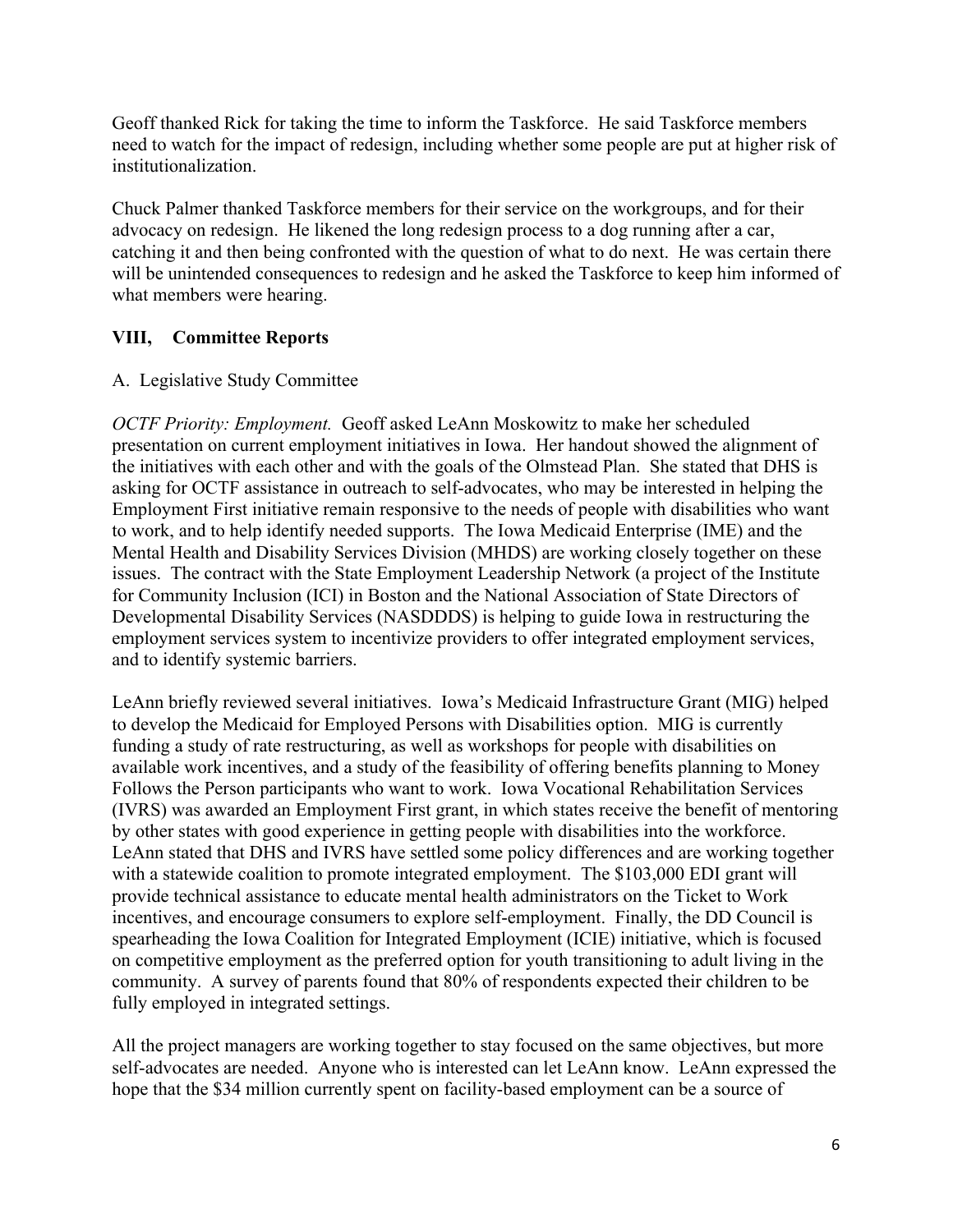Geoff thanked Rick for taking the time to inform the Taskforce. He said Taskforce members need to watch for the impact of redesign, including whether some people are put at higher risk of institutionalization.

Chuck Palmer thanked Taskforce members for their service on the workgroups, and for their advocacy on redesign. He likened the long redesign process to a dog running after a car, catching it and then being confronted with the question of what to do next. He was certain there will be unintended consequences to redesign and he asked the Taskforce to keep him informed of what members were hearing.

## VIII, Committee Reports

A. Legislative Study Committee

*OCTF Priority: Employment.* Geoff asked LeAnn Moskowitz to make her scheduled presentation on current employment initiatives in Iowa. Her handout showed the alignment of the initiatives with each other and with the goals of the Olmstead Plan. She stated that DHS is asking for OCTF assistance in outreach to self-advocates, who may be interested in helping the Employment First initiative remain responsive to the needs of people with disabilities who want to work, and to help identify needed supports. The Iowa Medicaid Enterprise (IME) and the Mental Health and Disability Services Division (MHDS) are working closely together on these issues. The contract with the State Employment Leadership Network (a project of the Institute for Community Inclusion (ICI) in Boston and the National Association of State Directors of Developmental Disability Services (NASDDDS) is helping to guide Iowa in restructuring the employment services system to incentivize providers to offer integrated employment services, and to identify systemic barriers.

LeAnn briefly reviewed several initiatives. Iowa's Medicaid Infrastructure Grant (MIG) helped to develop the Medicaid for Employed Persons with Disabilities option. MIG is currently funding a study of rate restructuring, as well as workshops for people with disabilities on available work incentives, and a study of the feasibility of offering benefits planning to Money Follows the Person participants who want to work. Iowa Vocational Rehabilitation Services (IVRS) was awarded an Employment First grant, in which states receive the benefit of mentoring by other states with good experience in getting people with disabilities into the workforce. LeAnn stated that DHS and IVRS have settled some policy differences and are working together with a statewide coalition to promote integrated employment. The $103,000 EDI grant will provide technical assistance to educate mental health administrators on the Ticket to Work incentives, and encourage consumers to explore self-employment. Finally, the DD Council is spearheading the Iowa Coalition for Integrated Employment (ICIE) initiative, which is focused on competitive employment as the preferred option for youth transitioning to adult living in the community. A survey of parents found that 80% of respondents expected their children to be fully employed in integrated settings.

All the project managers are working together to stay focused on the same objectives, but more self-advocates are needed. Anyone who is interested can let LeAnn know. LeAnn expressed the hope that the $34 million currently spent on facility-based employment can be a source of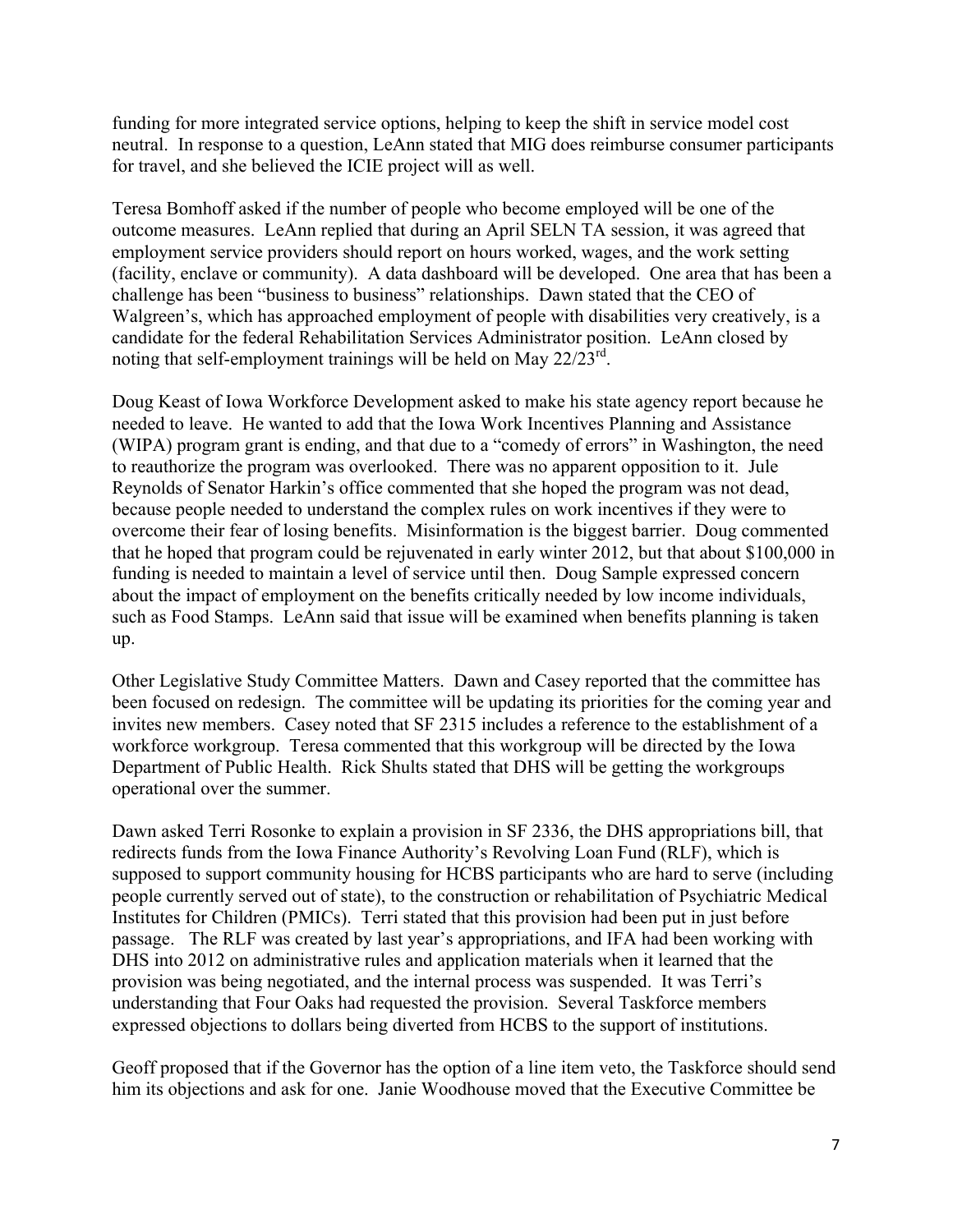funding for more integrated service options, helping to keep the shift in service model cost neutral. In response to a question, LeAnn stated that MIG does reimburse consumer participants for travel, and she believed the ICIE project will as well.

Teresa Bomhoff asked if the number of people who become employed will be one of the outcome measures. LeAnn replied that during an April SELN TA session, it was agreed that employment service providers should report on hours worked, wages, and the work setting (facility, enclave or community). A data dashboard will be developed. One area that has been a challenge has been "business to business" relationships. Dawn stated that the CEO of Walgreen's, which has approached employment of people with disabilities very creatively, is a candidate for the federal Rehabilitation Services Administrator position. LeAnn closed by noting that self-employment trainings will be held on May 22/23rd.

Doug Keast of Iowa Workforce Development asked to make his state agency report because he needed to leave. He wanted to add that the Iowa Work Incentives Planning and Assistance (WIPA) program grant is ending, and that due to a "comedy of errors" in Washington, the need to reauthorize the program was overlooked. There was no apparent opposition to it. Jule Reynolds of Senator Harkin's office commented that she hoped the program was not dead, because people needed to understand the complex rules on work incentives if they were to overcome their fear of losing benefits. Misinformation is the biggest barrier. Doug commented that he hoped that program could be rejuvenated in early winter 2012, but that about $100,000 in funding is needed to maintain a level of service until then. Doug Sample expressed concern about the impact of employment on the benefits critically needed by low income individuals, such as Food Stamps. LeAnn said that issue will be examined when benefits planning is taken up.

Other Legislative Study Committee Matters. Dawn and Casey reported that the committee has been focused on redesign. The committee will be updating its priorities for the coming year and invites new members. Casey noted that SF 2315 includes a reference to the establishment of a workforce workgroup. Teresa commented that this workgroup will be directed by the Iowa Department of Public Health. Rick Shults stated that DHS will be getting the workgroups operational over the summer.

Dawn asked Terri Rosonke to explain a provision in SF 2336, the DHS appropriations bill, that redirects funds from the Iowa Finance Authority's Revolving Loan Fund (RLF), which is supposed to support community housing for HCBS participants who are hard to serve (including people currently served out of state), to the construction or rehabilitation of Psychiatric Medical Institutes for Children (PMICs). Terri stated that this provision had been put in just before passage. The RLF was created by last year's appropriations, and IFA had been working with DHS into 2012 on administrative rules and application materials when it learned that the provision was being negotiated, and the internal process was suspended. It was Terri's understanding that Four Oaks had requested the provision. Several Taskforce members expressed objections to dollars being diverted from HCBS to the support of institutions.

Geoff proposed that if the Governor has the option of a line item veto, the Taskforce should send him its objections and ask for one. Janie Woodhouse moved that the Executive Committee be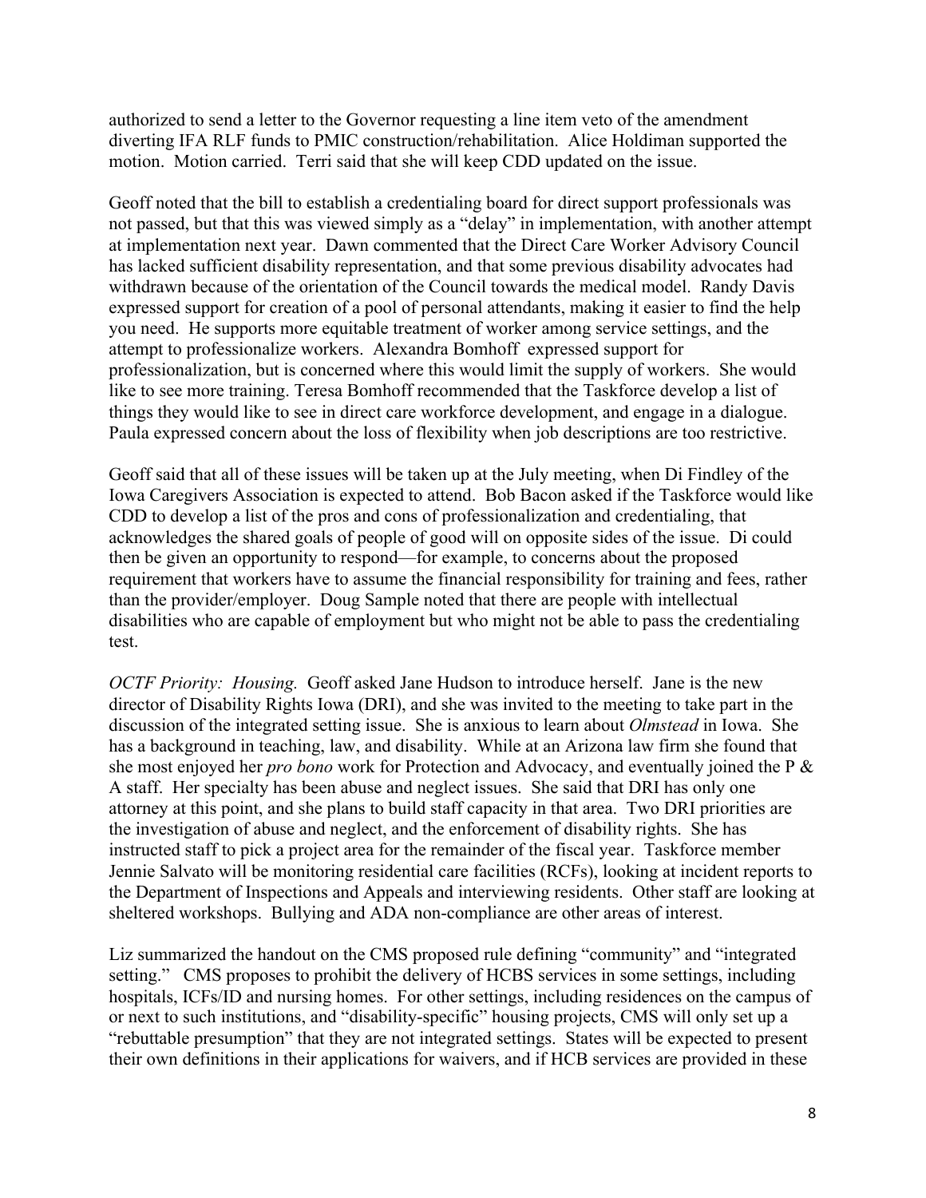authorized to send a letter to the Governor requesting a line item veto of the amendment diverting IFA RLF funds to PMIC construction/rehabilitation. Alice Holdiman supported the motion. Motion carried. Terri said that she will keep CDD updated on the issue.

Geoff noted that the bill to establish a credentialing board for direct support professionals was not passed, but that this was viewed simply as a "delay" in implementation, with another attempt at implementation next year. Dawn commented that the Direct Care Worker Advisory Council has lacked sufficient disability representation, and that some previous disability advocates had withdrawn because of the orientation of the Council towards the medical model. Randy Davis expressed support for creation of a pool of personal attendants, making it easier to find the help you need. He supports more equitable treatment of worker among service settings, and the attempt to professionalize workers. Alexandra Bomhoff expressed support for professionalization, but is concerned where this would limit the supply of workers. She would like to see more training. Teresa Bomhoff recommended that the Taskforce develop a list of things they would like to see in direct care workforce development, and engage in a dialogue. Paula expressed concern about the loss of flexibility when job descriptions are too restrictive.

Geoff said that all of these issues will be taken up at the July meeting, when Di Findley of the Iowa Caregivers Association is expected to attend. Bob Bacon asked if the Taskforce would like CDD to develop a list of the pros and cons of professionalization and credentialing, that acknowledges the shared goals of people of good will on opposite sides of the issue. Di could then be given an opportunity to respond—for example, to concerns about the proposed requirement that workers have to assume the financial responsibility for training and fees, rather than the provider/employer. Doug Sample noted that there are people with intellectual disabilities who are capable of employment but who might not be able to pass the credentialing test.

*OCTF Priority: Housing.* Geoff asked Jane Hudson to introduce herself. Jane is the new director of Disability Rights Iowa (DRI), and she was invited to the meeting to take part in the discussion of the integrated setting issue. She is anxious to learn about *Olmstead* in Iowa. She has a background in teaching, law, and disability. While at an Arizona law firm she found that she most enjoyed her *pro bono* work for Protection and Advocacy, and eventually joined the P & A staff. Her specialty has been abuse and neglect issues. She said that DRI has only one attorney at this point, and she plans to build staff capacity in that area. Two DRI priorities are the investigation of abuse and neglect, and the enforcement of disability rights. She has instructed staff to pick a project area for the remainder of the fiscal year. Taskforce member Jennie Salvato will be monitoring residential care facilities (RCFs), looking at incident reports to the Department of Inspections and Appeals and interviewing residents. Other staff are looking at sheltered workshops. Bullying and ADA non-compliance are other areas of interest.

Liz summarized the handout on the CMS proposed rule defining "community" and "integrated setting." CMS proposes to prohibit the delivery of HCBS services in some settings, including hospitals, ICFs/ID and nursing homes. For other settings, including residences on the campus of or next to such institutions, and "disability-specific" housing projects, CMS will only set up a "rebuttable presumption" that they are not integrated settings. States will be expected to present their own definitions in their applications for waivers, and if HCB services are provided in these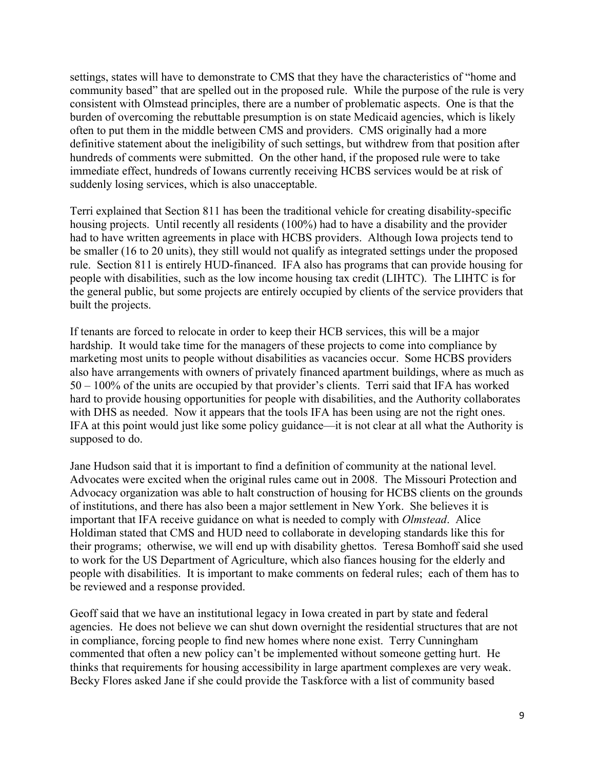settings, states will have to demonstrate to CMS that they have the characteristics of "home and community based" that are spelled out in the proposed rule. While the purpose of the rule is very consistent with Olmstead principles, there are a number of problematic aspects. One is that the burden of overcoming the rebuttable presumption is on state Medicaid agencies, which is likely often to put them in the middle between CMS and providers. CMS originally had a more definitive statement about the ineligibility of such settings, but withdrew from that position after hundreds of comments were submitted. On the other hand, if the proposed rule were to take immediate effect, hundreds of Iowans currently receiving HCBS services would be at risk of suddenly losing services, which is also unacceptable.

Terri explained that Section 811 has been the traditional vehicle for creating disability-specific housing projects. Until recently all residents (100%) had to have a disability and the provider had to have written agreements in place with HCBS providers. Although Iowa projects tend to be smaller (16 to 20 units), they still would not qualify as integrated settings under the proposed rule. Section 811 is entirely HUD-financed. IFA also has programs that can provide housing for people with disabilities, such as the low income housing tax credit (LIHTC). The LIHTC is for the general public, but some projects are entirely occupied by clients of the service providers that built the projects.

If tenants are forced to relocate in order to keep their HCB services, this will be a major hardship. It would take time for the managers of these projects to come into compliance by marketing most units to people without disabilities as vacancies occur. Some HCBS providers also have arrangements with owners of privately financed apartment buildings, where as much as 50 – 100% of the units are occupied by that provider's clients. Terri said that IFA has worked hard to provide housing opportunities for people with disabilities, and the Authority collaborates with DHS as needed. Now it appears that the tools IFA has been using are not the right ones. IFA at this point would just like some policy guidance—it is not clear at all what the Authority is supposed to do.

Jane Hudson said that it is important to find a definition of community at the national level. Advocates were excited when the original rules came out in 2008. The Missouri Protection and Advocacy organization was able to halt construction of housing for HCBS clients on the grounds of institutions, and there has also been a major settlement in New York. She believes it is important that IFA receive guidance on what is needed to comply with *Olmstead*. Alice Holdiman stated that CMS and HUD need to collaborate in developing standards like this for their programs; otherwise, we will end up with disability ghettos. Teresa Bomhoff said she used to work for the US Department of Agriculture, which also fiances housing for the elderly and people with disabilities. It is important to make comments on federal rules; each of them has to be reviewed and a response provided.

Geoff said that we have an institutional legacy in Iowa created in part by state and federal agencies. He does not believe we can shut down overnight the residential structures that are not in compliance, forcing people to find new homes where none exist. Terry Cunningham commented that often a new policy can't be implemented without someone getting hurt. He thinks that requirements for housing accessibility in large apartment complexes are very weak. Becky Flores asked Jane if she could provide the Taskforce with a list of community based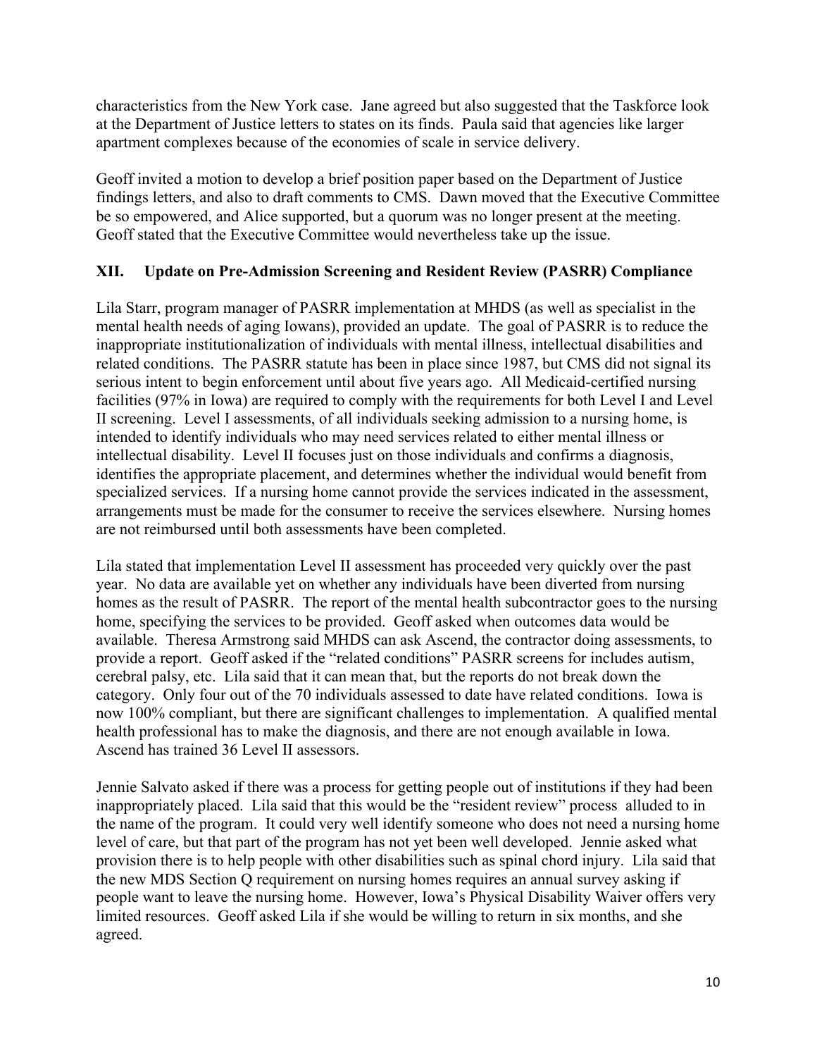characteristics from the New York case. Jane agreed but also suggested that the Taskforce look at the Department of Justice letters to states on its finds. Paula said that agencies like larger apartment complexes because of the economies of scale in service delivery.

Geoff invited a motion to develop a brief position paper based on the Department of Justice findings letters, and also to draft comments to CMS. Dawn moved that the Executive Committee be so empowered, and Alice supported, but a quorum was no longer present at the meeting. Geoff stated that the Executive Committee would nevertheless take up the issue.

## XII. Update on Pre-Admission Screening and Resident Review (PASRR) Compliance

Lila Starr, program manager of PASRR implementation at MHDS (as well as specialist in the mental health needs of aging Iowans), provided an update. The goal of PASRR is to reduce the inappropriate institutionalization of individuals with mental illness, intellectual disabilities and related conditions. The PASRR statute has been in place since 1987, but CMS did not signal its serious intent to begin enforcement until about five years ago. All Medicaid-certified nursing facilities (97% in Iowa) are required to comply with the requirements for both Level I and Level II screening. Level I assessments, of all individuals seeking admission to a nursing home, is intended to identify individuals who may need services related to either mental illness or intellectual disability. Level II focuses just on those individuals and confirms a diagnosis, identifies the appropriate placement, and determines whether the individual would benefit from specialized services. If a nursing home cannot provide the services indicated in the assessment, arrangements must be made for the consumer to receive the services elsewhere. Nursing homes are not reimbursed until both assessments have been completed.

Lila stated that implementation Level II assessment has proceeded very quickly over the past year. No data are available yet on whether any individuals have been diverted from nursing homes as the result of PASRR. The report of the mental health subcontractor goes to the nursing home, specifying the services to be provided. Geoff asked when outcomes data would be available. Theresa Armstrong said MHDS can ask Ascend, the contractor doing assessments, to provide a report. Geoff asked if the "related conditions" PASRR screens for includes autism, cerebral palsy, etc. Lila said that it can mean that, but the reports do not break down the category. Only four out of the 70 individuals assessed to date have related conditions. Iowa is now 100% compliant, but there are significant challenges to implementation. A qualified mental health professional has to make the diagnosis, and there are not enough available in Iowa. Ascend has trained 36 Level II assessors.

Jennie Salvato asked if there was a process for getting people out of institutions if they had been inappropriately placed. Lila said that this would be the "resident review" process alluded to in the name of the program. It could very well identify someone who does not need a nursing home level of care, but that part of the program has not yet been well developed. Jennie asked what provision there is to help people with other disabilities such as spinal chord injury. Lila said that the new MDS Section Q requirement on nursing homes requires an annual survey asking if people want to leave the nursing home. However, Iowa's Physical Disability Waiver offers very limited resources. Geoff asked Lila if she would be willing to return in six months, and she agreed.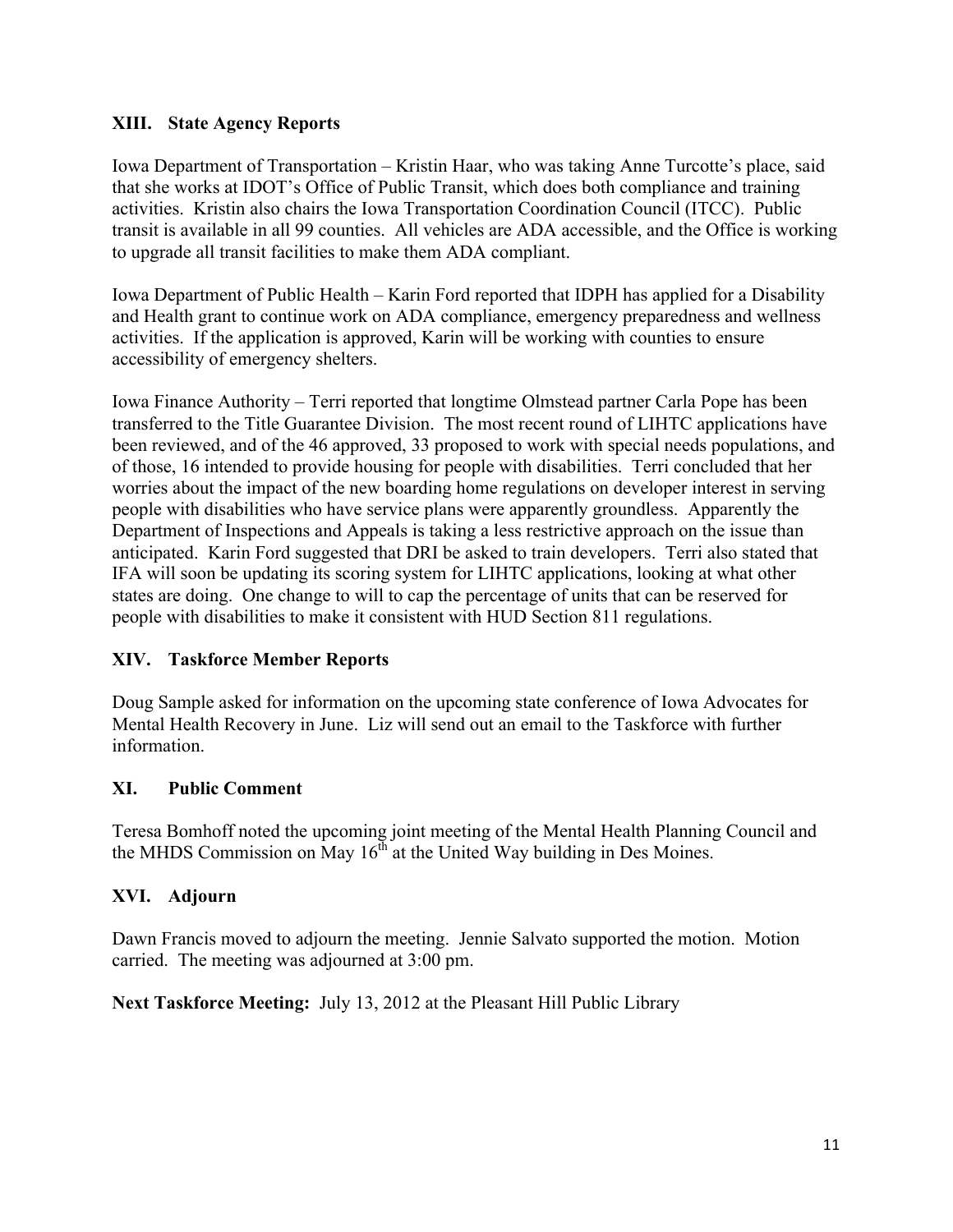## XIII. State Agency Reports

Iowa Department of Transportation – Kristin Haar, who was taking Anne Turcotte's place, said that she works at IDOT's Office of Public Transit, which does both compliance and training activities. Kristin also chairs the Iowa Transportation Coordination Council (ITCC). Public transit is available in all 99 counties. All vehicles are ADA accessible, and the Office is working to upgrade all transit facilities to make them ADA compliant.

Iowa Department of Public Health – Karin Ford reported that IDPH has applied for a Disability and Health grant to continue work on ADA compliance, emergency preparedness and wellness activities. If the application is approved, Karin will be working with counties to ensure accessibility of emergency shelters.

Iowa Finance Authority – Terri reported that longtime Olmstead partner Carla Pope has been transferred to the Title Guarantee Division. The most recent round of LIHTC applications have been reviewed, and of the 46 approved, 33 proposed to work with special needs populations, and of those, 16 intended to provide housing for people with disabilities. Terri concluded that her worries about the impact of the new boarding home regulations on developer interest in serving people with disabilities who have service plans were apparently groundless. Apparently the Department of Inspections and Appeals is taking a less restrictive approach on the issue than anticipated. Karin Ford suggested that DRI be asked to train developers. Terri also stated that IFA will soon be updating its scoring system for LIHTC applications, looking at what other states are doing. One change to will to cap the percentage of units that can be reserved for people with disabilities to make it consistent with HUD Section 811 regulations.

## XIV. Taskforce Member Reports

Doug Sample asked for information on the upcoming state conference of Iowa Advocates for Mental Health Recovery in June. Liz will send out an email to the Taskforce with further information.

## XI. Public Comment

Teresa Bomhoff noted the upcoming joint meeting of the Mental Health Planning Council and the MHDS Commission on May 16th at the United Way building in Des Moines.

## XVI. Adjourn

Dawn Francis moved to adjourn the meeting. Jennie Salvato supported the motion. Motion carried. The meeting was adjourned at 3:00 pm.

**Next Taskforce Meeting:** July 13, 2012 at the Pleasant Hill Public Library